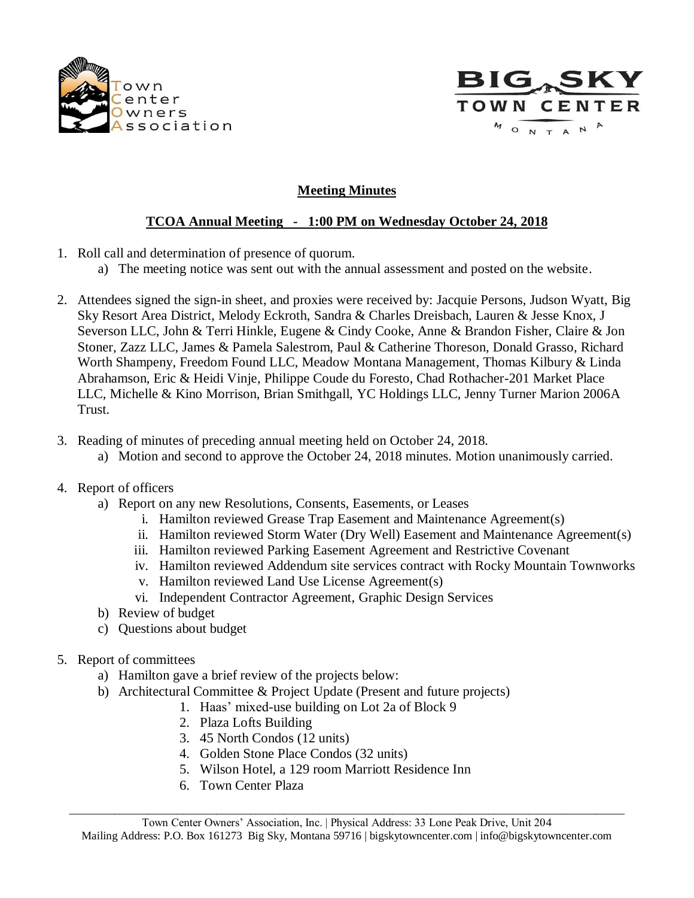## Meeting Minutes

### TCOA Annual Meeting - 1:00 PM on Wednesday October 24, 2018

1. Roll call and determination of presence of quorum.
   a) The meeting notice was sent out with the annual assessment and posted on the website.

2. Attendees signed the sign-in sheet, and proxies were received by: Jacquie Persons, Judson Wyatt, Big Sky Resort Area District, Melody Eckroth, Sandra & Charles Dreisbach, Lauren & Jesse Knox, J Severson LLC, John & Terri Hinkle, Eugene & Cindy Cooke, Anne & Brandon Fisher, Claire & Jon Stoner, Zazz LLC, James & Pamela Salestrom, Paul & Catherine Thoreson, Donald Grasso, Richard Worth Shampeny, Freedom Found LLC, Meadow Montana Management, Thomas Kilbury & Linda Abrahamson, Eric & Heidi Vinje, Philippe Coude du Foresto, Chad Rothacher-201 Market Place LLC, Michelle & Kino Morrison, Brian Smithgall, YC Holdings LLC, Jenny Turner Marion 2006A Trust.

3. Reading of minutes of preceding annual meeting held on October 24, 2018.
   a) Motion and second to approve the October 24, 2018 minutes. Motion unanimously carried.

4. Report of officers
   a) Report on any new Resolutions, Consents, Easements, or Leases
      i. Hamilton reviewed Grease Trap Easement and Maintenance Agreement(s)
      ii. Hamilton reviewed Storm Water (Dry Well) Easement and Maintenance Agreement(s)
      iii. Hamilton reviewed Parking Easement Agreement and Restrictive Covenant
      iv. Hamilton reviewed Addendum site services contract with Rocky Mountain Townworks
      v. Hamilton reviewed Land Use License Agreement(s)
      vi. Independent Contractor Agreement, Graphic Design Services
   b) Review of budget
   c) Questions about budget

5. Report of committees
   a) Hamilton gave a brief review of the projects below:
   b) Architectural Committee & Project Update (Present and future projects)
      1. Haas' mixed-use building on Lot 2a of Block 9
      2. Plaza Lofts Building
      3. 45 North Condos (12 units)
      4. Golden Stone Place Condos (32 units)
      5. Wilson Hotel, a 129 room Marriott Residence Inn
      6. Town Center Plaza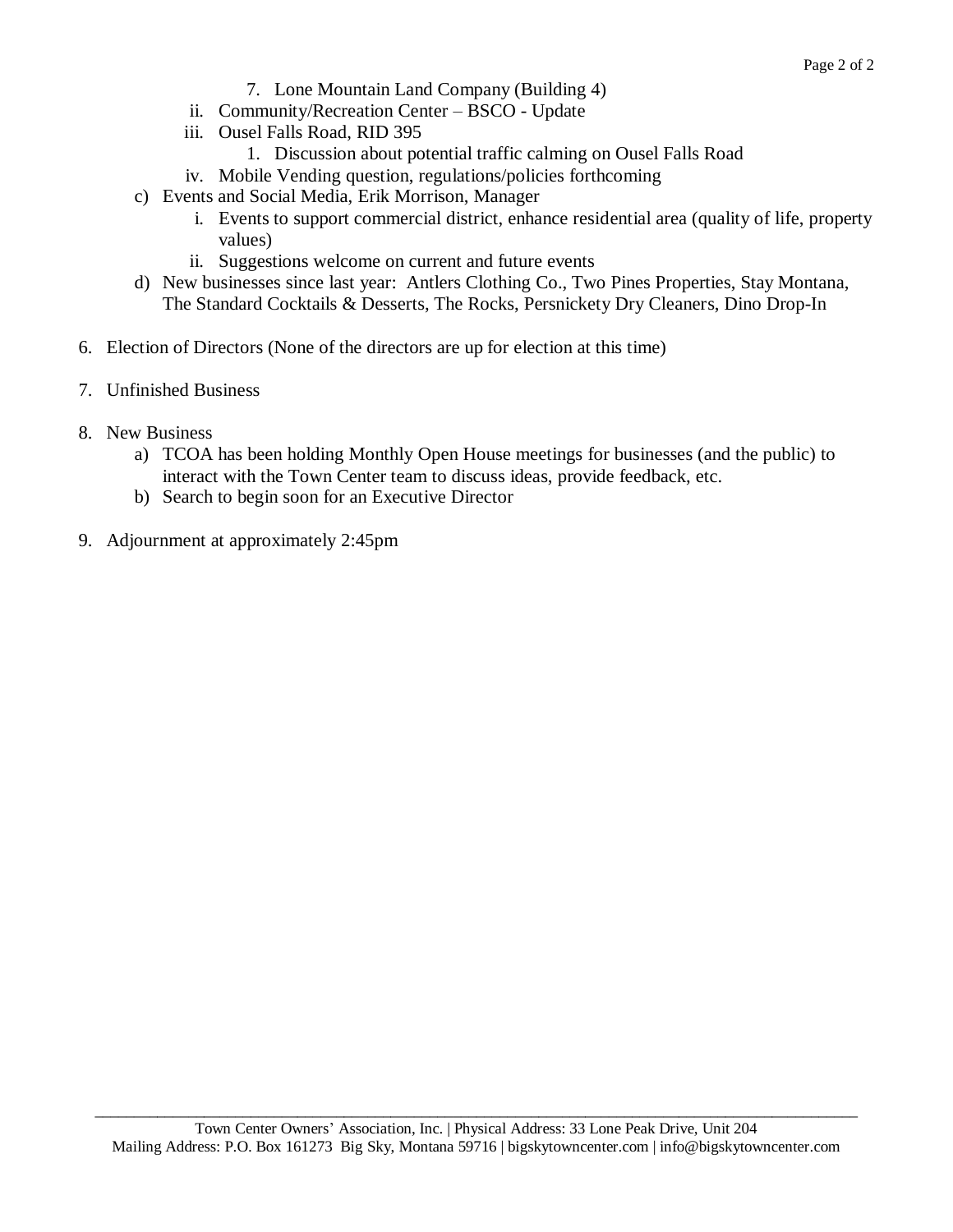7. Lone Mountain Land Company (Building 4)
        ii. Community/Recreation Center – BSCO - Update
        iii. Ousel Falls Road, RID 395
            1. Discussion about potential traffic calming on Ousel Falls Road
        iv. Mobile Vending question, regulations/policies forthcoming
    c) Events and Social Media, Erik Morrison, Manager
        i. Events to support commercial district, enhance residential area (quality of life, property values)
        ii. Suggestions welcome on current and future events
    d) New businesses since last year: Antlers Clothing Co., Two Pines Properties, Stay Montana, The Standard Cocktails & Desserts, The Rocks, Persnickety Dry Cleaners, Dino Drop-In

6. Election of Directors (None of the directors are up for election at this time)

7. Unfinished Business

8. New Business
    a) TCOA has been holding Monthly Open House meetings for businesses (and the public) to interact with the Town Center team to discuss ideas, provide feedback, etc.
    b) Search to begin soon for an Executive Director

9. Adjournment at approximately 2:45pm

Town Center Owners' Association, Inc. | Physical Address: 33 Lone Peak Drive, Unit 204
Mailing Address: P.O. Box 161273 Big Sky, Montana 59716 | bigskytowncenter.com | info@bigskytowncenter.com